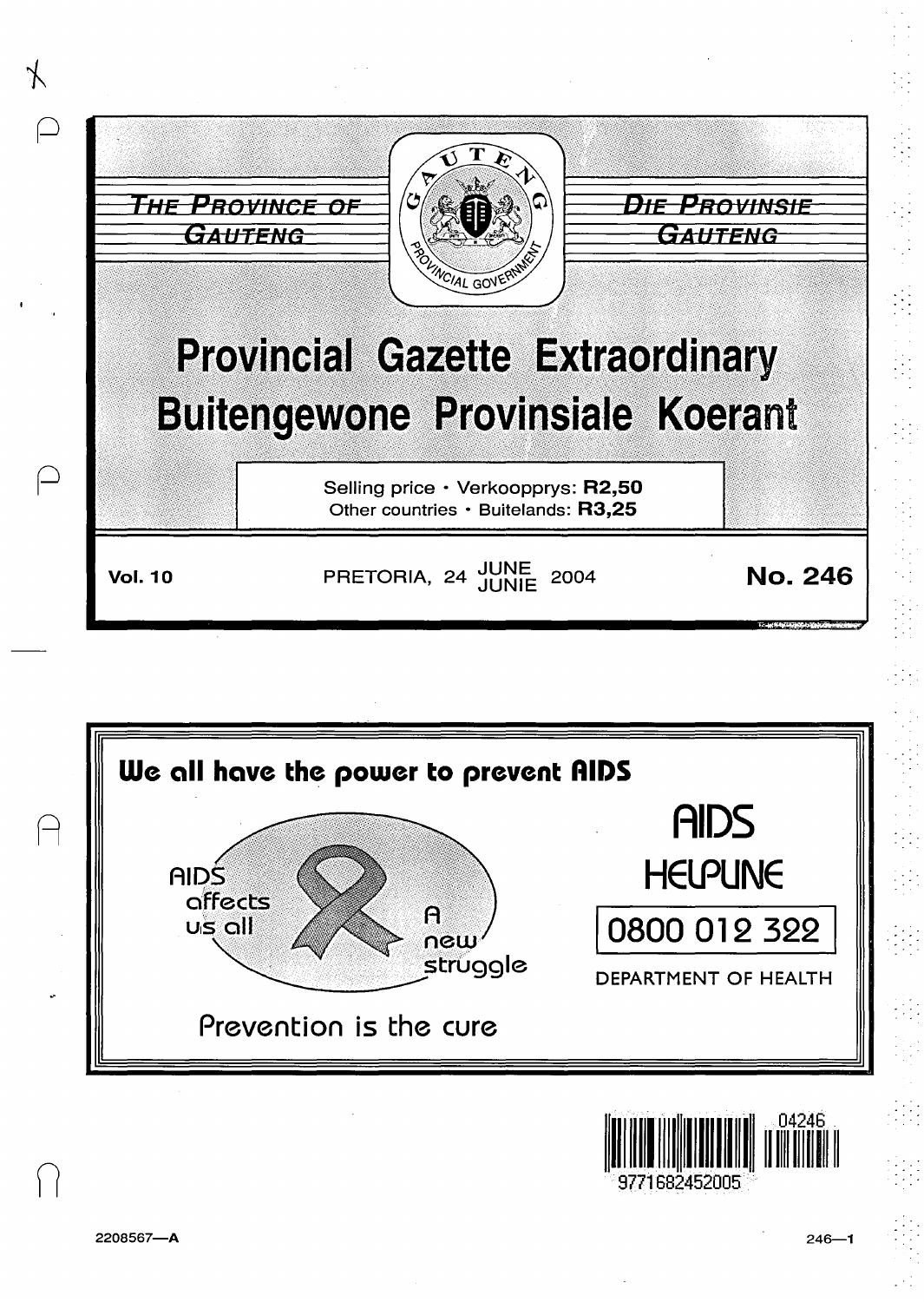THE PROVINCE OF GAUTENG

DIE PROVINSIE GAUTENG

# Provincial Gazette Extraordinary
# Buitengewone Provinsiale Koerant

Selling price · Verkoopprys: **R2,50**
Other countries · Buitelande: **R3,25**

**Vol. 10** PRETORIA, 24 JUNE JUNIE 2004 **No. 246**

**We all have the power to prevent AIDS**

AIDS affects us all

A new struggle

Prevention is the cure

AIDS HELPLINE

0800 012 322

DEPARTMENT OF HEALTH

04246

9771682452005

2208567—A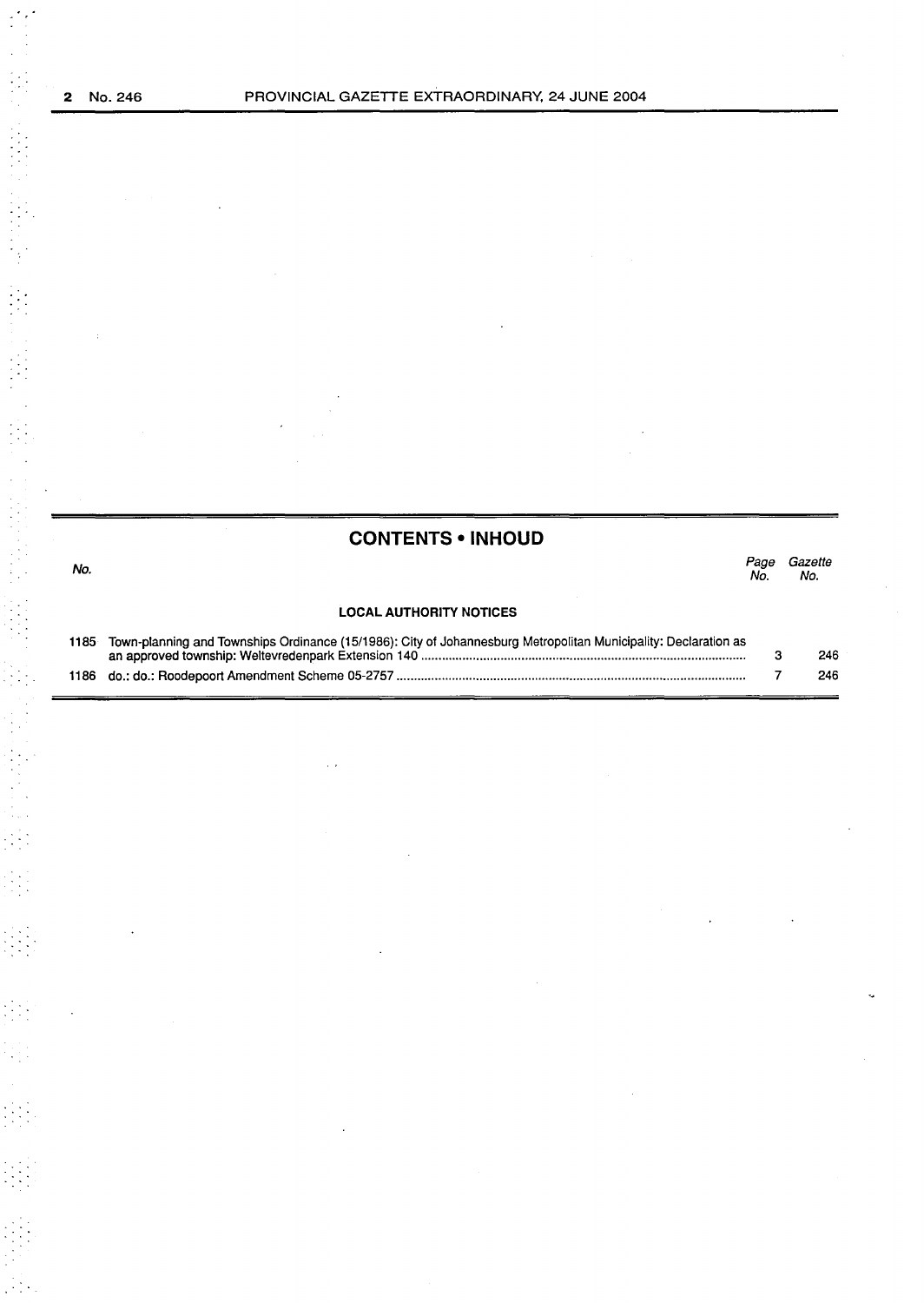## CONTENTS • INHOUD

| No. | | Page No. | Gazette No. |
|---|---|---|---|
| | **LOCAL AUTHORITY NOTICES** | | |
| 1185 | Town-planning and Townships Ordinance (15/1986): City of Johannesburg Metropolitan Municipality: Declaration as an approved township: Weltevredenpark Extension 140 | 3 | 246 |
| 1186 | do.: do.: Roodepoort Amendment Scheme 05-2757 | 7 | 246 |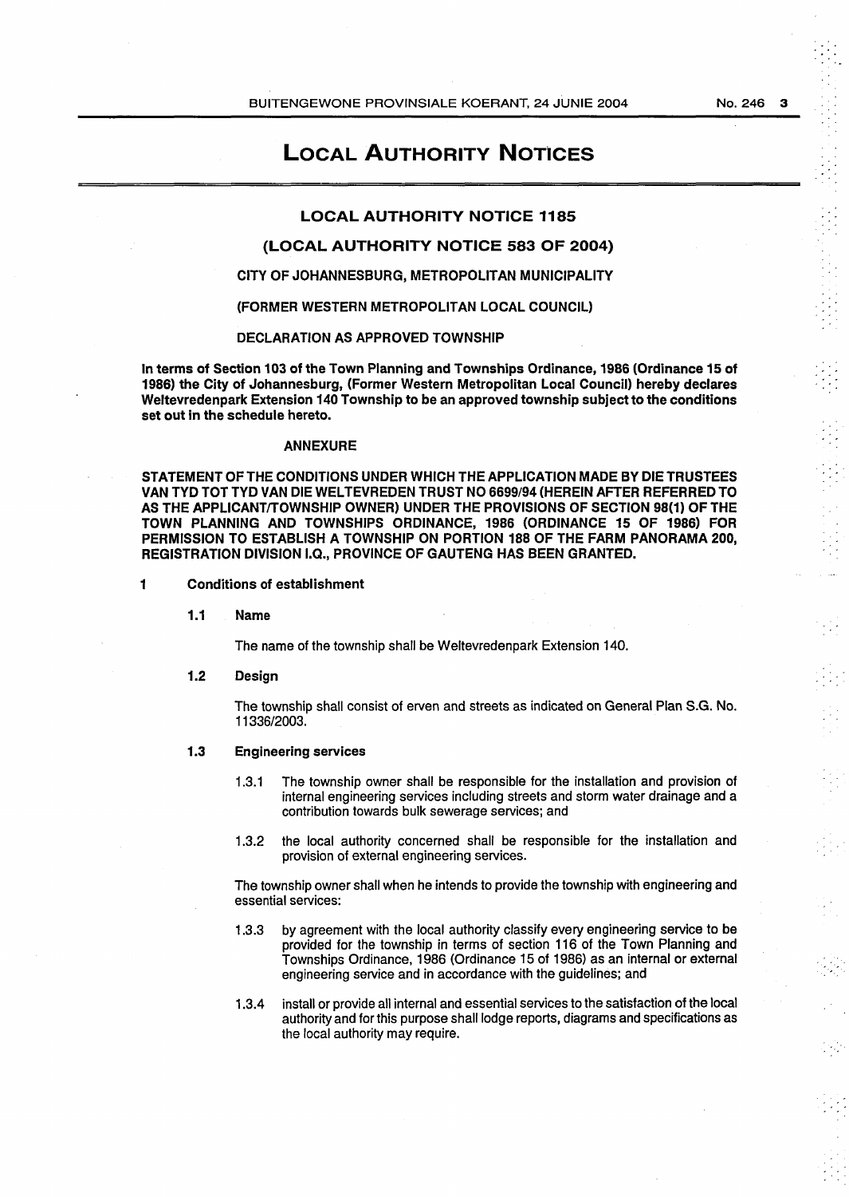# LOCAL AUTHORITY NOTICES

## LOCAL AUTHORITY NOTICE 1185

## (LOCAL AUTHORITY NOTICE 583 OF 2004)

### CITY OF JOHANNESBURG, METROPOLITAN MUNICIPALITY

### (FORMER WESTERN METROPOLITAN LOCAL COUNCIL)

### DECLARATION AS APPROVED TOWNSHIP

**In terms of Section 103 of the Town Planning and Townships Ordinance, 1986 (Ordinance 15 of 1986) the City of Johannesburg, (Former Western Metropolitan Local Council) hereby declares Weltevredenpark Extension 140 Township to be an approved township subject to the conditions set out in the schedule hereto.**

### ANNEXURE

**STATEMENT OF THE CONDITIONS UNDER WHICH THE APPLICATION MADE BY DIE TRUSTEES VAN TYD TOT TYD VAN DIE WELTEVREDEN TRUST NO 6699/94 (HEREIN AFTER REFERRED TO AS THE APPLICANT/TOWNSHIP OWNER) UNDER THE PROVISIONS OF SECTION 98(1) OF THE TOWN PLANNING AND TOWNSHIPS ORDINANCE, 1986 (ORDINANCE 15 OF 1986) FOR PERMISSION TO ESTABLISH A TOWNSHIP ON PORTION 188 OF THE FARM PANORAMA 200, REGISTRATION DIVISION I.Q., PROVINCE OF GAUTENG HAS BEEN GRANTED.**

**1 Conditions of establishment**

**1.1 Name**

The name of the township shall be Weltevredenpark Extension 140.

**1.2 Design**

The township shall consist of erven and streets as indicated on General Plan S.G. No. 11336/2003.

**1.3 Engineering services**

1.3.1 The township owner shall be responsible for the installation and provision of internal engineering services including streets and storm water drainage and a contribution towards bulk sewerage services; and

1.3.2 the local authority concerned shall be responsible for the installation and provision of external engineering services.

The township owner shall when he intends to provide the township with engineering and essential services:

1.3.3 by agreement with the local authority classify every engineering service to be provided for the township in terms of section 116 of the Town Planning and Townships Ordinance, 1986 (Ordinance 15 of 1986) as an internal or external engineering service and in accordance with the guidelines; and

1.3.4 install or provide all internal and essential services to the satisfaction of the local authority and for this purpose shall lodge reports, diagrams and specifications as the local authority may require.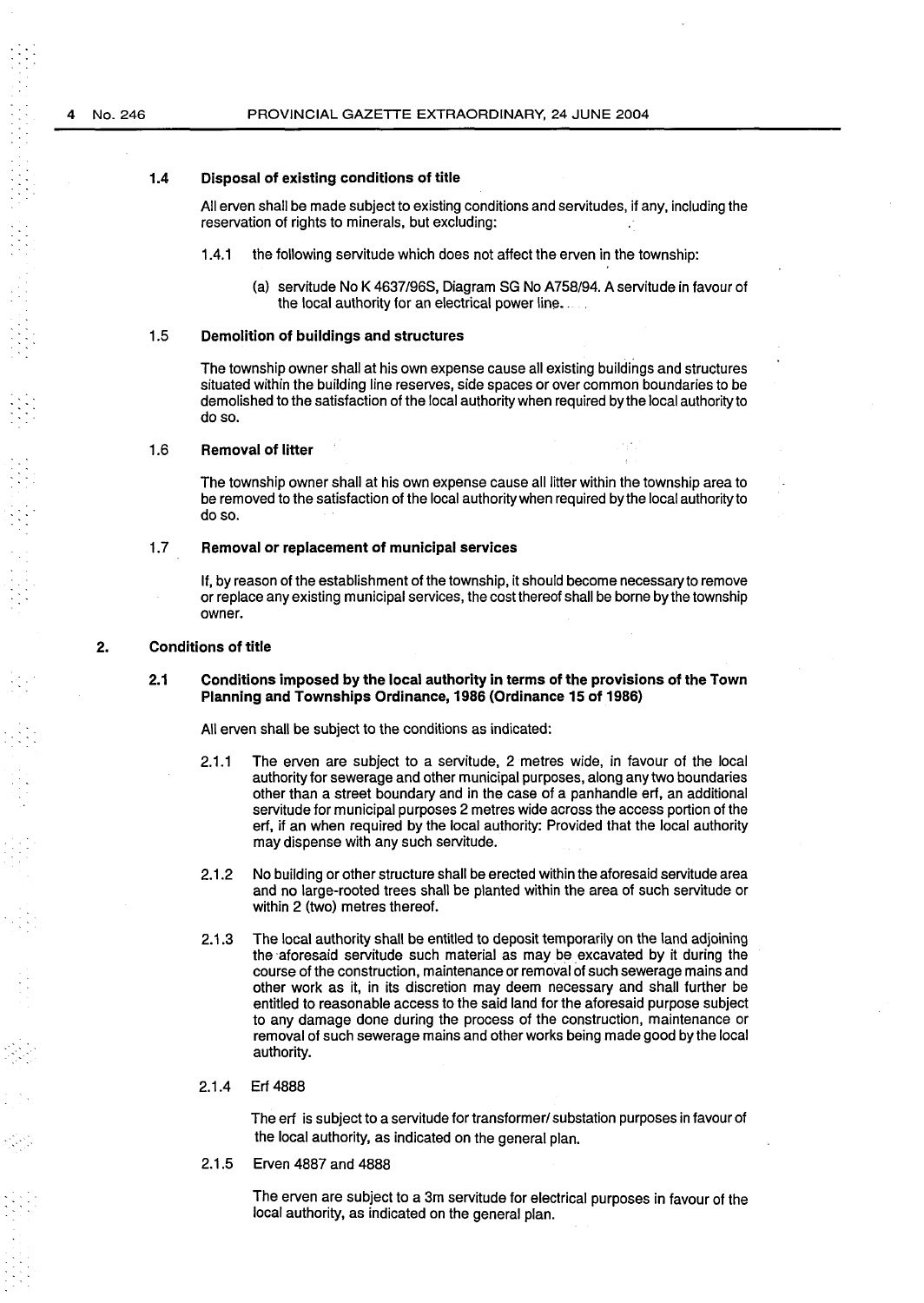### 1.4 Disposal of existing conditions of title

All erven shall be made subject to existing conditions and servitudes, if any, including the reservation of rights to minerals, but excluding:

1.4.1 the following servitude which does not affect the erven in the township:

(a) servitude No K 4637/96S, Diagram SG No A758/94. A servitude in favour of the local authority for an electrical power line.

### 1.5 Demolition of buildings and structures

The township owner shall at his own expense cause all existing buildings and structures situated within the building line reserves, side spaces or over common boundaries to be demolished to the satisfaction of the local authority when required by the local authority to do so.

### 1.6 Removal of litter

The township owner shall at his own expense cause all litter within the township area to be removed to the satisfaction of the local authority when required by the local authority to do so.

### 1.7 Removal or replacement of municipal services

If, by reason of the establishment of the township, it should become necessary to remove or replace any existing municipal services, the cost thereof shall be borne by the township owner.

## 2. Conditions of title

### 2.1 Conditions imposed by the local authority in terms of the provisions of the Town Planning and Townships Ordinance, 1986 (Ordinance 15 of 1986)

All erven shall be subject to the conditions as indicated:

2.1.1 The erven are subject to a servitude, 2 metres wide, in favour of the local authority for sewerage and other municipal purposes, along any two boundaries other than a street boundary and in the case of a panhandle erf, an additional servitude for municipal purposes 2 metres wide across the access portion of the erf, if an when required by the local authority: Provided that the local authority may dispense with any such servitude.

2.1.2 No building or other structure shall be erected within the aforesaid servitude area and no large-rooted trees shall be planted within the area of such servitude or within 2 (two) metres thereof.

2.1.3 The local authority shall be entitled to deposit temporarily on the land adjoining the aforesaid servitude such material as may be excavated by it during the course of the construction, maintenance or removal of such sewerage mains and other work as it, in its discretion may deem necessary and shall further be entitled to reasonable access to the said land for the aforesaid purpose subject to any damage done during the process of the construction, maintenance or removal of such sewerage mains and other works being made good by the local authority.

2.1.4 Erf 4888

The erf is subject to a servitude for transformer/ substation purposes in favour of the local authority, as indicated on the general plan.

2.1.5 Erven 4887 and 4888

The erven are subject to a 3m servitude for electrical purposes in favour of the local authority, as indicated on the general plan.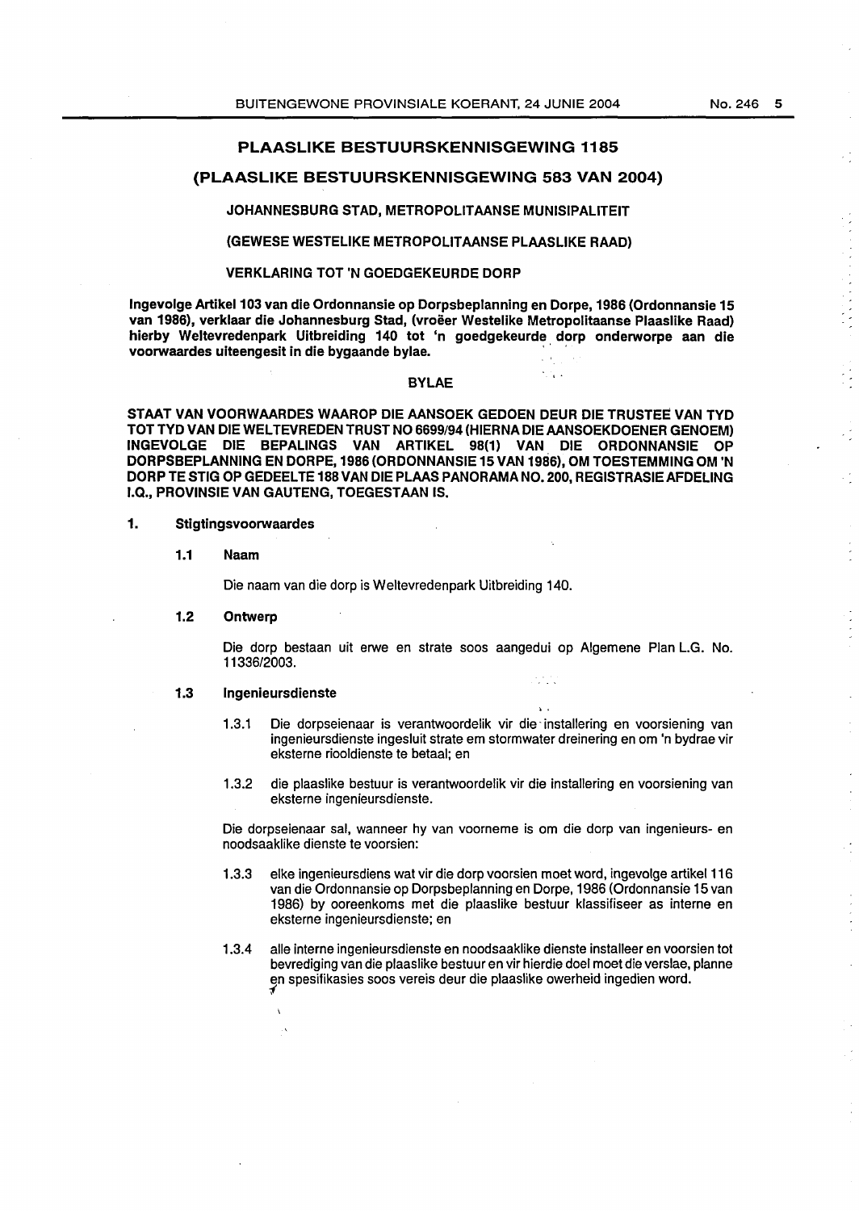## PLAASLIKE BESTUURSKENNISGEWING 1185

## (PLAASLIKE BESTUURSKENNISGEWING 583 VAN 2004)

### JOHANNESBURG STAD, METROPOLITAANSE MUNISIPALITEIT

### (GEWESE WESTELIKE METROPOLITAANSE PLAASLIKE RAAD)

### VERKLARING TOT 'N GOEDGEKEURDE DORP

**Ingevolge Artikel 103 van die Ordonnansie op Dorpsbeplanning en Dorpe, 1986 (Ordonnansie 15 van 1986), verklaar die Johannesburg Stad, (vroeër Westelike Metropolitaanse Plaaslike Raad) hierby Weltevredenpark Uitbreiding 140 tot 'n goedgekeurde dorp onderworpe aan die voorwaardes uiteengesit in die bygaande bylae.**

### BYLAE

**STAAT VAN VOORWAARDES WAAROP DIE AANSOEK GEDOEN DEUR DIE TRUSTEE VAN TYD TOT TYD VAN DIE WELTEVREDEN TRUST NO 6699/94 (HIERNA DIE AANSOEKDOENER GENOEM) INGEVOLGE DIE BEPALINGS VAN ARTIKEL 98(1) VAN DIE ORDONNANSIE OP DORPSBEPLANNING EN DORPE, 1986 (ORDONNANSIE 15 VAN 1986), OM TOESTEMMING OM 'N DORP TE STIG OP GEDEELTE 188 VAN DIE PLAAS PANORAMA NO. 200, REGISTRASIE AFDELING I.Q., PROVINSIE VAN GAUTENG, TOEGESTAAN IS.**

**1. Stigtingsvoorwaardes**

**1.1 Naam**

Die naam van die dorp is Weltevredenpark Uitbreiding 140.

**1.2 Ontwerp**

Die dorp bestaan uit erwe en strate soos aangedui op Algemene Plan L.G. No. 11336/2003.

**1.3 Ingenieursdienste**

1.3.1 Die dorpseienaar is verantwoordelik vir die installering en voorsiening van ingenieursdienste ingesluit strate em stormwater dreinering en om 'n bydrae vir eksterne riooldienste te betaal; en

1.3.2 die plaaslike bestuur is verantwoordelik vir die installering en voorsiening van eksterne ingenieursdienste.

Die dorpseienaar sal, wanneer hy van voorneme is om die dorp van ingenieurs- en noodsaaklike dienste te voorsien:

1.3.3 elke ingenieursdiens wat vir die dorp voorsien moet word, ingevolge artikel 116 van die Ordonnansie op Dorpsbeplanning en Dorpe, 1986 (Ordonnansie 15 van 1986) by ooreenkoms met die plaaslike bestuur klassifiseer as interne en eksterne ingenieursdienste; en

1.3.4 alle interne ingenieursdienste en noodsaaklike dienste installeer en voorsien tot bevrediging van die plaaslike bestuur en vir hierdie doel moet die verslae, planne en spesifikasies soos vereis deur die plaaslike owerheid ingedien word.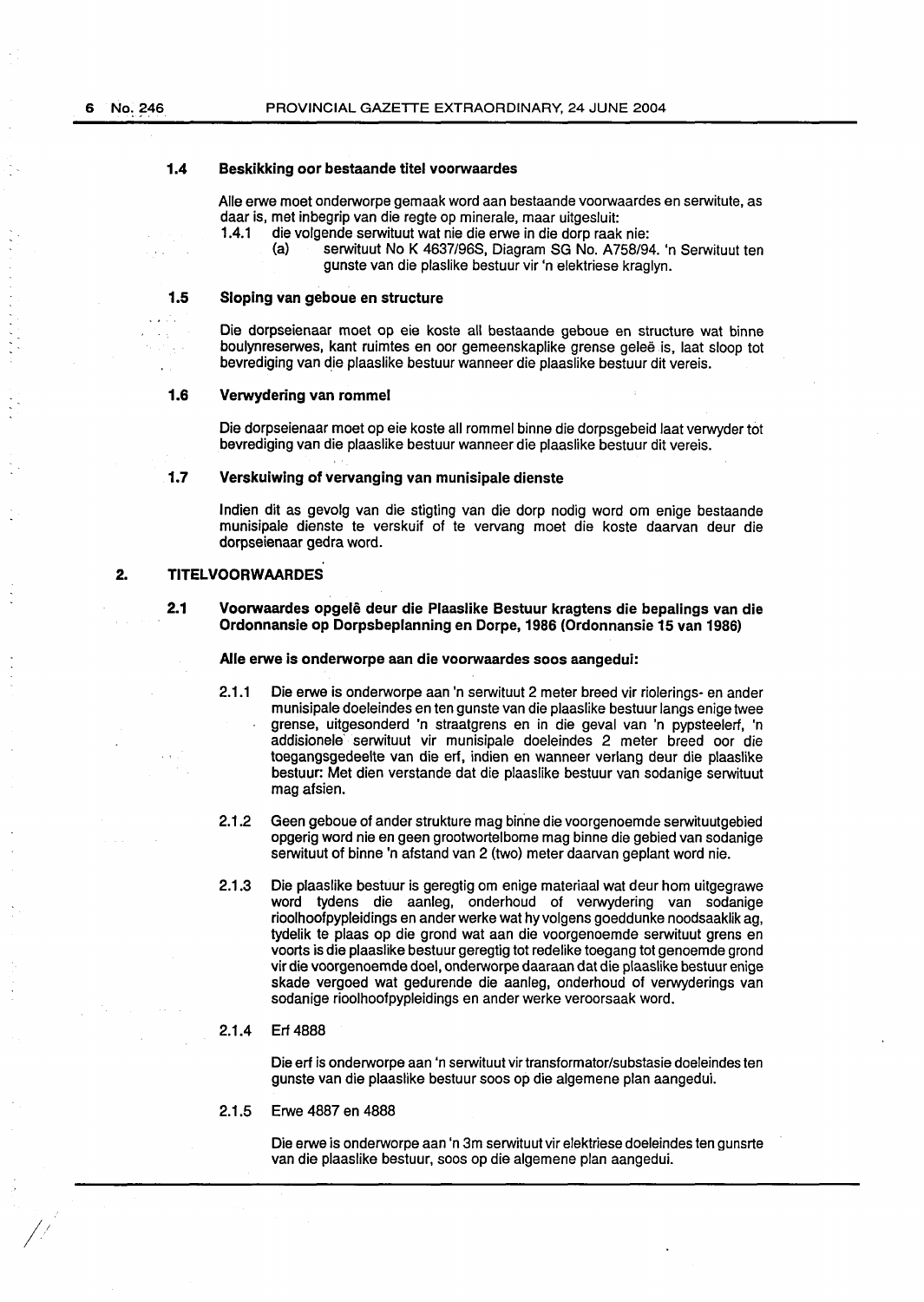### 1.4 Beskikking oor bestaande titel voorwaardes

Alle erwe moet onderworpe gemaak word aan bestaande voorwaardes en serwitute, as daar is, met inbegrip van die regte op minerale, maar uitgesluit:

1.4.1 die volgende serwituut wat nie die erwe in die dorp raak nie:

(a) serwituut No K 4637/96S, Diagram SG No. A758/94. 'n Serwituut ten gunste van die plaslike bestuur vir 'n elektriese kraglyn.

### 1.5 Sloping van geboue en structure

Die dorpseienaar moet op eie koste all bestaande geboue en structure wat binne boulynreserwes, kant ruimtes en oor gemeenskaplike grense geleë is, laat sloop tot bevrediging van die plaaslike bestuur wanneer die plaaslike bestuur dit vereis.

### 1.6 Verwydering van rommel

Die dorpseienaar moet op eie koste all rommel binne die dorpsgebeid laat verwyder tot bevrediging van die plaaslike bestuur wanneer die plaaslike bestuur dit vereis.

### 1.7 Verskuiwing of vervanging van munisipale dienste

Indien dit as gevolg van die stigting van die dorp nodig word om enige bestaande munisipale dienste te verskuif of te vervang moet die koste daarvan deur die dorpseienaar gedra word.

## 2. TITELVOORWAARDES

### 2.1 Voorwaardes opgelê deur die Plaaslike Bestuur kragtens die bepalings van die Ordonnansie op Dorpsbeplanning en Dorpe, 1986 (Ordonnansie 15 van 1986)

**Alle erwe is onderworpe aan die voorwaardes soos aangedui:**

2.1.1 Die erwe is onderworpe aan 'n serwituut 2 meter breed vir riolerings- en ander munisipale doeleindes en ten gunste van die plaaslike bestuur langs enige twee grense, uitgesonderd 'n straatgrens en in die geval van 'n pypsteelerf, 'n addisionele serwituut vir munisipale doeleindes 2 meter breed oor die toegangsgedeelte van die erf, indien en wanneer verlang deur die plaaslike bestuur: Met dien verstande dat die plaaslike bestuur van sodanige serwituut mag afsien.

2.1.2 Geen geboue of ander strukture mag binne die voorgenoemde serwituutgebied opgerig word nie en geen grootwortelbome mag binne die gebied van sodanige serwituut of binne 'n afstand van 2 (two) meter daarvan geplant word nie.

2.1.3 Die plaaslike bestuur is geregtig om enige materiaal wat deur hom uitgegrawe word tydens die aanleg, onderhoud of verwydering van sodanige rioolhoofpypleidings en ander werke wat hy volgens goeddunke noodsaaklik ag, tydelik te plaas op die grond wat aan die voorgenoemde serwituut grens en voorts is die plaaslike bestuur geregtig tot redelike toegang tot genoemde grond vir die voorgenoemde doel, onderworpe daaraan dat die plaaslike bestuur enige skade vergoed wat gedurende die aanleg, onderhoud of verwyderings van sodanige rioolhoofpypleidings en ander werke veroorsaak word.

2.1.4 Erf 4888

Die erf is onderworpe aan 'n serwituut vir transformator/substasie doeleindes ten gunste van die plaaslike bestuur soos op die algemene plan aangedui.

2.1.5 Erwe 4887 en 4888

Die erwe is onderworpe aan 'n 3m serwituut vir elektriese doeleindes ten gunsrte van die plaaslike bestuur, soos op die algemene plan aangedui.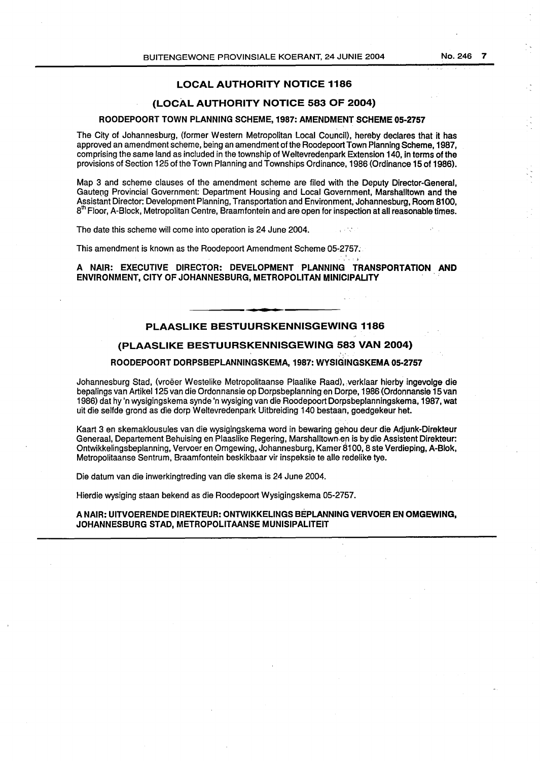## LOCAL AUTHORITY NOTICE 1186

## (LOCAL AUTHORITY NOTICE 583 OF 2004)

### ROODEPOORT TOWN PLANNING SCHEME, 1987: AMENDMENT SCHEME 05-2757

The City of Johannesburg, (former Western Metropolitan Local Council), hereby declares that it has approved an amendment scheme, being an amendment of the Roodepoort Town Planning Scheme, 1987, comprising the same land as included in the township of Weltevredenpark Extension 140, in terms of the provisions of Section 125 of the Town Planning and Townships Ordinance, 1986 (Ordinance 15 of 1986).

Map 3 and scheme clauses of the amendment scheme are filed with the Deputy Director-General, Gauteng Provincial Government: Department Housing and Local Government, Marshalltown and the Assistant Director: Development Planning, Transportation and Environment, Johannesburg, Room 8100, 8th Floor, A-Block, Metropolitan Centre, Braamfontein and are open for inspection at all reasonable times.

The date this scheme will come into operation is 24 June 2004.

This amendment is known as the Roodepoort Amendment Scheme 05-2757.

**A NAIR: EXECUTIVE DIRECTOR: DEVELOPMENT PLANNING TRANSPORTATION AND ENVIRONMENT, CITY OF JOHANNESBURG, METROPOLITAN MINICIPALITY**

---

## PLAASLIKE BESTUURSKENNISGEWING 1186

## (PLAASLIKE BESTUURSKENNISGEWING 583 VAN 2004)

### ROODEPOORT DORPSBEPLANNINGSKEMA, 1987: WYSIGINGSKEMA 05-2757

Johannesburg Stad, (vroeër Westelike Metropolitaanse Plaalike Raad), verklaar hierby ingevolge die bepalings van Artikel 125 van die Ordonnansie op Dorpsbeplanning en Dorpe, 1986 (Ordonnansie 15 van 1986) dat hy 'n wysigingskema synde 'n wysiging van die Roodepoort Dorpsbeplanningskema, 1987, wat uit die selfde grond as die dorp Weltevredenpark Uitbreiding 140 bestaan, goedgekeur het.

Kaart 3 en skemaklousules van die wysigingskema word in bewaring gehou deur die Adjunk-Direkteur Generaal, Departement Behuising en Plaaslike Regering, Marshalltown en is by die Assistent Direkteur: Ontwikkelingsbeplanning, Vervoer en Omgewing, Johannesburg, Kamer 8100, 8 ste Verdieping, A-Blok, Metropolitaanse Sentrum, Braamfontein beskikbaar vir inspeksie te alle redelike tye.

Die datum van die inwerkingtreding van die skema is 24 June 2004.

Hierdie wysiging staan bekend as die Roodepoort Wysigingskema 05-2757.

**A NAIR: UITVOERENDE DIREKTEUR: ONTWIKKELINGS BEPLANNING VERVOER EN OMGEWING, JOHANNESBURG STAD, METROPOLITAANSE MUNISIPALITEIT**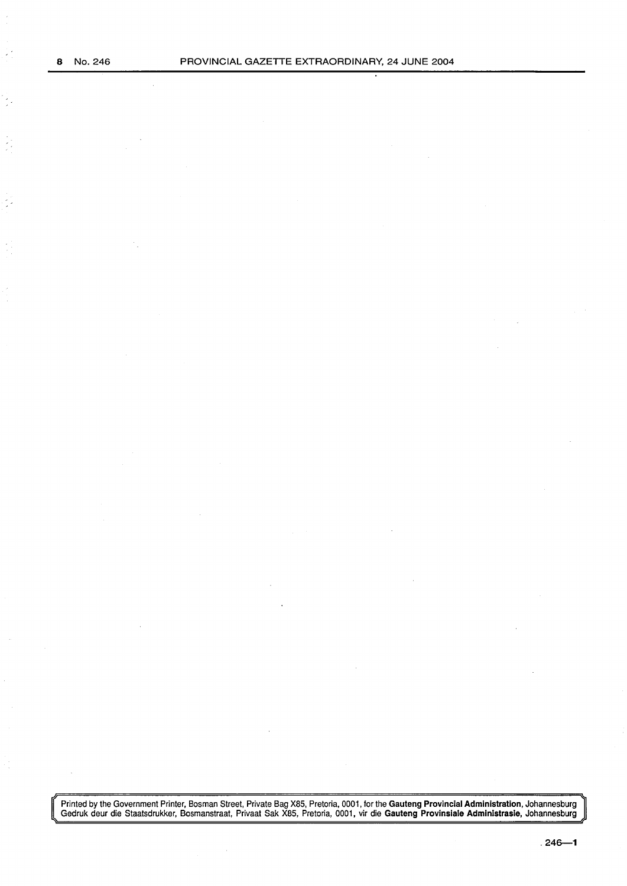Printed by the Government Printer, Bosman Street, Private Bag X85, Pretoria, 0001, for the **Gauteng Provincial Administration**, Johannesburg
Gedruk deur die Staatsdrukker, Bosmanstraat, Privaat Sak X85, Pretoria, 0001, vir die **Gauteng Provinsiale Administrasie**, Johannesburg

**246—1**